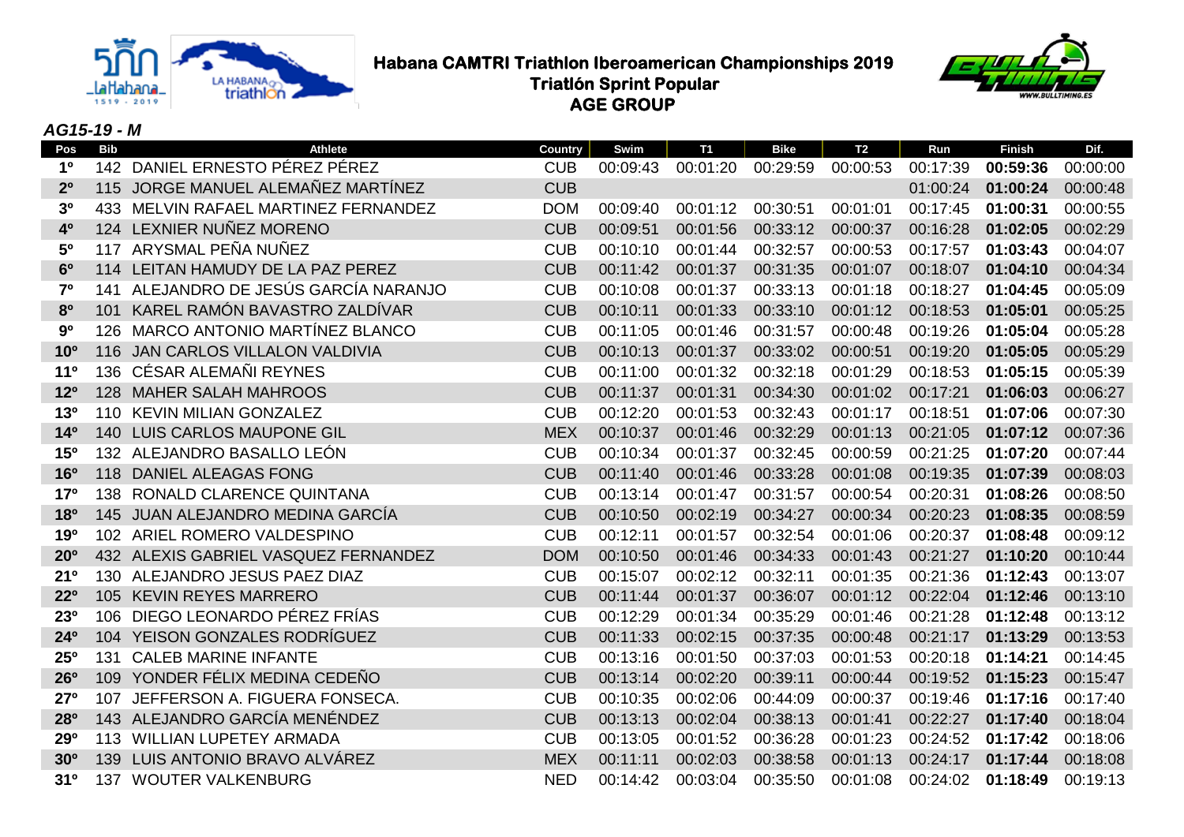# Habana CAMTRI Triathlon Iberoamerican Championships 2019
## Triatlón Sprint Popular
## AGE GROUP

### *AG15-19 - M*

| Pos | Bib | Athlete | Country | Swim | T1 | Bike | T2 | Run | Finish | Dif. |
|---|---|---|---|---|---|---|---|---|---|---|
| **1º** | 142 | DANIEL ERNESTO PÉREZ PÉREZ | CUB | 00:09:43 | 00:01:20 | 00:29:59 | 00:00:53 | 00:17:39 | **00:59:36** | 00:00:00 |
| **2º** | 115 | JORGE MANUEL ALEMAÑEZ MARTÍNEZ | CUB | | | | | 01:00:24 | **01:00:24** | 00:00:48 |
| **3º** | 433 | MELVIN RAFAEL MARTINEZ FERNANDEZ | DOM | 00:09:40 | 00:01:12 | 00:30:51 | 00:01:01 | 00:17:45 | **01:00:31** | 00:00:55 |
| **4º** | 124 | LEXNIER NUÑEZ MORENO | CUB | 00:09:51 | 00:01:56 | 00:33:12 | 00:00:37 | 00:16:28 | **01:02:05** | 00:02:29 |
| **5º** | 117 | ARYSMAL PEÑA NUÑEZ | CUB | 00:10:10 | 00:01:44 | 00:32:57 | 00:00:53 | 00:17:57 | **01:03:43** | 00:04:07 |
| **6º** | 114 | LEITAN HAMUDY DE LA PAZ PEREZ | CUB | 00:11:42 | 00:01:37 | 00:31:35 | 00:01:07 | 00:18:07 | **01:04:10** | 00:04:34 |
| **7º** | 141 | ALEJANDRO DE JESÚS GARCÍA NARANJO | CUB | 00:10:08 | 00:01:37 | 00:33:13 | 00:01:18 | 00:18:27 | **01:04:45** | 00:05:09 |
| **8º** | 101 | KAREL RAMÓN BAVASTRO ZALDÍVAR | CUB | 00:10:11 | 00:01:33 | 00:33:10 | 00:01:12 | 00:18:53 | **01:05:01** | 00:05:25 |
| **9º** | 126 | MARCO ANTONIO MARTÍNEZ BLANCO | CUB | 00:11:05 | 00:01:46 | 00:31:57 | 00:00:48 | 00:19:26 | **01:05:04** | 00:05:28 |
| **10º** | 116 | JAN CARLOS VILLALON VALDIVIA | CUB | 00:10:13 | 00:01:37 | 00:33:02 | 00:00:51 | 00:19:20 | **01:05:05** | 00:05:29 |
| **11º** | 136 | CÉSAR ALEMAÑI REYNES | CUB | 00:11:00 | 00:01:32 | 00:32:18 | 00:01:29 | 00:18:53 | **01:05:15** | 00:05:39 |
| **12º** | 128 | MAHER SALAH MAHROOS | CUB | 00:11:37 | 00:01:31 | 00:34:30 | 00:01:02 | 00:17:21 | **01:06:03** | 00:06:27 |
| **13º** | 110 | KEVIN MILIAN GONZALEZ | CUB | 00:12:20 | 00:01:53 | 00:32:43 | 00:01:17 | 00:18:51 | **01:07:06** | 00:07:30 |
| **14º** | 140 | LUIS CARLOS MAUPONE GIL | MEX | 00:10:37 | 00:01:46 | 00:32:29 | 00:01:13 | 00:21:05 | **01:07:12** | 00:07:36 |
| **15º** | 132 | ALEJANDRO BASALLO LEÓN | CUB | 00:10:34 | 00:01:37 | 00:32:45 | 00:00:59 | 00:21:25 | **01:07:20** | 00:07:44 |
| **16º** | 118 | DANIEL ALEAGAS FONG | CUB | 00:11:40 | 00:01:46 | 00:33:28 | 00:01:08 | 00:19:35 | **01:07:39** | 00:08:03 |
| **17º** | 138 | RONALD CLARENCE QUINTANA | CUB | 00:13:14 | 00:01:47 | 00:31:57 | 00:00:54 | 00:20:31 | **01:08:26** | 00:08:50 |
| **18º** | 145 | JUAN ALEJANDRO MEDINA GARCÍA | CUB | 00:10:50 | 00:02:19 | 00:34:27 | 00:00:34 | 00:20:23 | **01:08:35** | 00:08:59 |
| **19º** | 102 | ARIEL ROMERO VALDESPINO | CUB | 00:12:11 | 00:01:57 | 00:32:54 | 00:01:06 | 00:20:37 | **01:08:48** | 00:09:12 |
| **20º** | 432 | ALEXIS GABRIEL VASQUEZ FERNANDEZ | DOM | 00:10:50 | 00:01:46 | 00:34:33 | 00:01:43 | 00:21:27 | **01:10:20** | 00:10:44 |
| **21º** | 130 | ALEJANDRO JESUS PAEZ DIAZ | CUB | 00:15:07 | 00:02:12 | 00:32:11 | 00:01:35 | 00:21:36 | **01:12:43** | 00:13:07 |
| **22º** | 105 | KEVIN REYES MARRERO | CUB | 00:11:44 | 00:01:37 | 00:36:07 | 00:01:12 | 00:22:04 | **01:12:46** | 00:13:10 |
| **23º** | 106 | DIEGO LEONARDO PÉREZ FRÍAS | CUB | 00:12:29 | 00:01:34 | 00:35:29 | 00:01:46 | 00:21:28 | **01:12:48** | 00:13:12 |
| **24º** | 104 | YEISON GONZALES RODRÍGUEZ | CUB | 00:11:33 | 00:02:15 | 00:37:35 | 00:00:48 | 00:21:17 | **01:13:29** | 00:13:53 |
| **25º** | 131 | CALEB MARINE INFANTE | CUB | 00:13:16 | 00:01:50 | 00:37:03 | 00:01:53 | 00:20:18 | **01:14:21** | 00:14:45 |
| **26º** | 109 | YONDER FÉLIX MEDINA CEDEÑO | CUB | 00:13:14 | 00:02:20 | 00:39:11 | 00:00:44 | 00:19:52 | **01:15:23** | 00:15:47 |
| **27º** | 107 | JEFFERSON A. FIGUERA FONSECA. | CUB | 00:10:35 | 00:02:06 | 00:44:09 | 00:00:37 | 00:19:46 | **01:17:16** | 00:17:40 |
| **28º** | 143 | ALEJANDRO GARCÍA MENÉNDEZ | CUB | 00:13:13 | 00:02:04 | 00:38:13 | 00:01:41 | 00:22:27 | **01:17:40** | 00:18:04 |
| **29º** | 113 | WILLIAN LUPETEY ARMADA | CUB | 00:13:05 | 00:01:52 | 00:36:28 | 00:01:23 | 00:24:52 | **01:17:42** | 00:18:06 |
| **30º** | 139 | LUIS ANTONIO BRAVO ALVÁREZ | MEX | 00:11:11 | 00:02:03 | 00:38:58 | 00:01:13 | 00:24:17 | **01:17:44** | 00:18:08 |
| **31º** | 137 | WOUTER VALKENBURG | NED | 00:14:42 | 00:03:04 | 00:35:50 | 00:01:08 | 00:24:02 | **01:18:49** | 00:19:13 |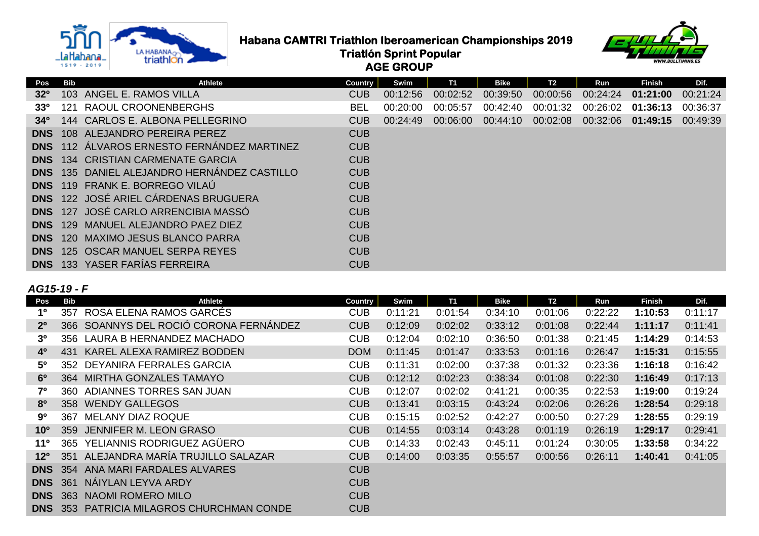# Habana CAMTRI Triathlon Iberoamerican Championships 2019

## Triatlón Sprint Popular

## AGE GROUP

| Pos | Bib | Athlete | Country | Swim | T1 | Bike | T2 | Run | Finish | Dif. |
|---|---|---|---|---|---|---|---|---|---|---|
| 32º | 103 | ANGEL E. RAMOS VILLA | CUB | 00:12:56 | 00:02:52 | 00:39:50 | 00:00:56 | 00:24:24 | **01:21:00** | 00:21:24 |
| 33º | 121 | RAOUL CROONENBERGHS | BEL | 00:20:00 | 00:05:57 | 00:42:40 | 00:01:32 | 00:26:02 | **01:36:13** | 00:36:37 |
| 34º | 144 | CARLOS E. ALBONA PELLEGRINO | CUB | 00:24:49 | 00:06:00 | 00:44:10 | 00:02:08 | 00:32:06 | **01:49:15** | 00:49:39 |
| DNS | 108 | ALEJANDRO PEREIRA PEREZ | CUB | | | | | | | |
| DNS | 112 | ÁLVAROS ERNESTO FERNÁNDEZ MARTINEZ | CUB | | | | | | | |
| DNS | 134 | CRISTIAN CARMENATE GARCIA | CUB | | | | | | | |
| DNS | 135 | DANIEL ALEJANDRO HERNÁNDEZ CASTILLO | CUB | | | | | | | |
| DNS | 119 | FRANK E. BORREGO VILAÚ | CUB | | | | | | | |
| DNS | 122 | JOSÉ ARIEL CÁRDENAS BRUGUERA | CUB | | | | | | | |
| DNS | 127 | JOSÉ CARLO ARRENCIBIA MASSÓ | CUB | | | | | | | |
| DNS | 129 | MANUEL ALEJANDRO PAEZ DIEZ | CUB | | | | | | | |
| DNS | 120 | MAXIMO JESUS BLANCO PARRA | CUB | | | | | | | |
| DNS | 125 | OSCAR MANUEL SERPA REYES | CUB | | | | | | | |
| DNS | 133 | YASER FARÍAS FERREIRA | CUB | | | | | | | |

### *AG15-19 - F*

| Pos | Bib | Athlete | Country | Swim | T1 | Bike | T2 | Run | Finish | Dif. |
|---|---|---|---|---|---|---|---|---|---|---|
| 1º | 357 | ROSA ELENA RAMOS GARCÉS | CUB | 0:11:21 | 0:01:54 | 0:34:10 | 0:01:06 | 0:22:22 | **1:10:53** | 0:11:17 |
| 2º | 366 | SOANNYS DEL ROCIÓ CORONA FERNÁNDEZ | CUB | 0:12:09 | 0:02:02 | 0:33:12 | 0:01:08 | 0:22:44 | **1:11:17** | 0:11:41 |
| 3º | 356 | LAURA B HERNANDEZ MACHADO | CUB | 0:12:04 | 0:02:10 | 0:36:50 | 0:01:38 | 0:21:45 | **1:14:29** | 0:14:53 |
| 4º | 431 | KAREL ALEXA RAMIREZ BODDEN | DOM | 0:11:45 | 0:01:47 | 0:33:53 | 0:01:16 | 0:26:47 | **1:15:31** | 0:15:55 |
| 5º | 352 | DEYANIRA FERRALES GARCIA | CUB | 0:11:31 | 0:02:00 | 0:37:38 | 0:01:32 | 0:23:36 | **1:16:18** | 0:16:42 |
| 6º | 364 | MIRTHA GONZALES TAMAYO | CUB | 0:12:12 | 0:02:23 | 0:38:34 | 0:01:08 | 0:22:30 | **1:16:49** | 0:17:13 |
| 7º | 360 | ADIANNES TORRES SAN JUAN | CUB | 0:12:07 | 0:02:02 | 0:41:21 | 0:00:35 | 0:22:53 | **1:19:00** | 0:19:24 |
| 8º | 358 | WENDY GALLEGOS | CUB | 0:13:41 | 0:03:15 | 0:43:24 | 0:02:06 | 0:26:26 | **1:28:54** | 0:29:18 |
| 9º | 367 | MELANY DIAZ ROQUE | CUB | 0:15:15 | 0:02:52 | 0:42:27 | 0:00:50 | 0:27:29 | **1:28:55** | 0:29:19 |
| 10º | 359 | JENNIFER M. LEON GRASO | CUB | 0:14:55 | 0:03:14 | 0:43:28 | 0:01:19 | 0:26:19 | **1:29:17** | 0:29:41 |
| 11º | 365 | YELIANNIS RODRIGUEZ AGÜERO | CUB | 0:14:33 | 0:02:43 | 0:45:11 | 0:01:24 | 0:30:05 | **1:33:58** | 0:34:22 |
| 12º | 351 | ALEJANDRA MARÍA TRUJILLO SALAZAR | CUB | 0:14:00 | 0:03:35 | 0:55:57 | 0:00:56 | 0:26:11 | **1:40:41** | 0:41:05 |
| DNS | 354 | ANA MARI FARDALES ALVARES | CUB | | | | | | | |
| DNS | 361 | NÁIYLAN LEYVA ARDY | CUB | | | | | | | |
| DNS | 363 | NAOMI ROMERO MILO | CUB | | | | | | | |
| DNS | 353 | PATRICIA MILAGROS CHURCHMAN CONDE | CUB | | | | | | | |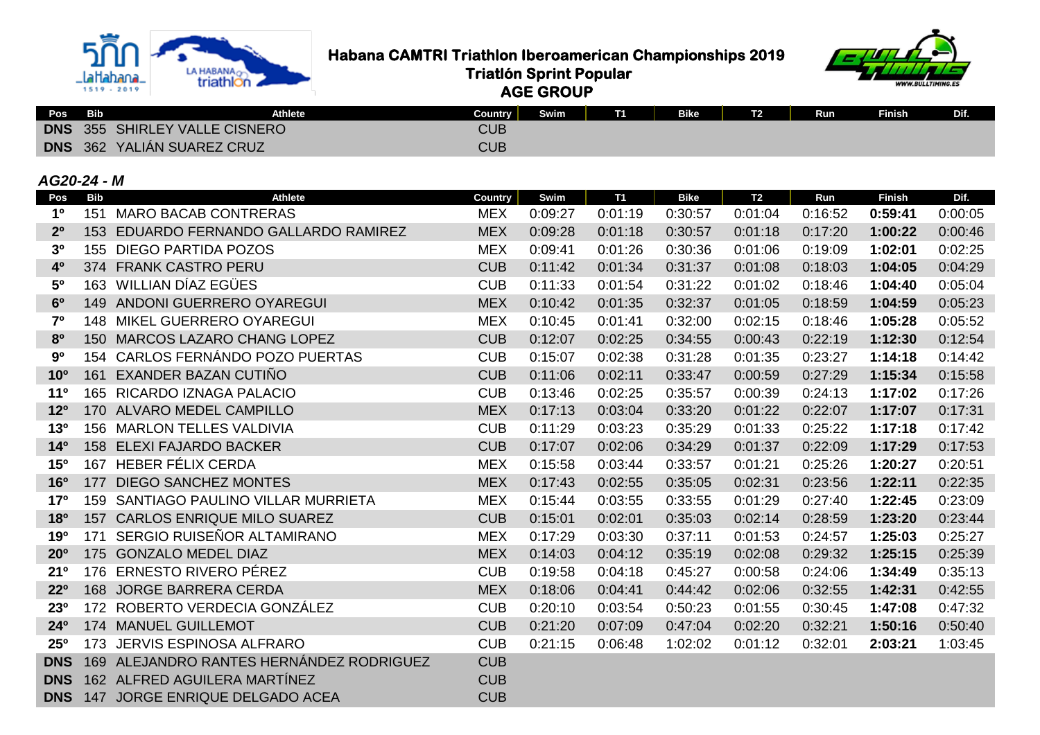**Habana CAMTRI Triathlon Iberoamerican Championships 2019**
**Triatlón Sprint Popular**
**AGE GROUP**

| Pos | Bib | Athlete | Country | Swim | T1 | Bike | T2 | Run | Finish | Dif. |
|---|---|---|---|---|---|---|---|---|---|---|
| **DNS** | 355 | SHIRLEY VALLE CISNERO | CUB | | | | | | | |
| **DNS** | 362 | YALIÁN SUAREZ CRUZ | CUB | | | | | | | |

### *AG20-24 - M*

| Pos | Bib | Athlete | Country | Swim | T1 | Bike | T2 | Run | Finish | Dif. |
|---|---|---|---|---|---|---|---|---|---|---|
| **1º** | 151 | MARO BACAB CONTRERAS | MEX | 0:09:27 | 0:01:19 | 0:30:57 | 0:01:04 | 0:16:52 | **0:59:41** | 0:00:05 |
| **2º** | 153 | EDUARDO FERNANDO GALLARDO RAMIREZ | MEX | 0:09:28 | 0:01:18 | 0:30:57 | 0:01:18 | 0:17:20 | **1:00:22** | 0:00:46 |
| **3º** | 155 | DIEGO PARTIDA POZOS | MEX | 0:09:41 | 0:01:26 | 0:30:36 | 0:01:06 | 0:19:09 | **1:02:01** | 0:02:25 |
| **4º** | 374 | FRANK CASTRO PERU | CUB | 0:11:42 | 0:01:34 | 0:31:37 | 0:01:08 | 0:18:03 | **1:04:05** | 0:04:29 |
| **5º** | 163 | WILLIAN DÍAZ EGÜES | CUB | 0:11:33 | 0:01:54 | 0:31:22 | 0:01:02 | 0:18:46 | **1:04:40** | 0:05:04 |
| **6º** | 149 | ANDONI GUERRERO OYAREGUI | MEX | 0:10:42 | 0:01:35 | 0:32:37 | 0:01:05 | 0:18:59 | **1:04:59** | 0:05:23 |
| **7º** | 148 | MIKEL GUERRERO OYAREGUI | MEX | 0:10:45 | 0:01:41 | 0:32:00 | 0:02:15 | 0:18:46 | **1:05:28** | 0:05:52 |
| **8º** | 150 | MARCOS LAZARO CHANG LOPEZ | CUB | 0:12:07 | 0:02:25 | 0:34:55 | 0:00:43 | 0:22:19 | **1:12:30** | 0:12:54 |
| **9º** | 154 | CARLOS FERNÁNDO POZO PUERTAS | CUB | 0:15:07 | 0:02:38 | 0:31:28 | 0:01:35 | 0:23:27 | **1:14:18** | 0:14:42 |
| **10º** | 161 | EXANDER BAZAN CUTIÑO | CUB | 0:11:06 | 0:02:11 | 0:33:47 | 0:00:59 | 0:27:29 | **1:15:34** | 0:15:58 |
| **11º** | 165 | RICARDO IZNAGA PALACIO | CUB | 0:13:46 | 0:02:25 | 0:35:57 | 0:00:39 | 0:24:13 | **1:17:02** | 0:17:26 |
| **12º** | 170 | ALVARO MEDEL CAMPILLO | MEX | 0:17:13 | 0:03:04 | 0:33:20 | 0:01:22 | 0:22:07 | **1:17:07** | 0:17:31 |
| **13º** | 156 | MARLON TELLES VALDIVIA | CUB | 0:11:29 | 0:03:23 | 0:35:29 | 0:01:33 | 0:25:22 | **1:17:18** | 0:17:42 |
| **14º** | 158 | ELEXI FAJARDO BACKER | CUB | 0:17:07 | 0:02:06 | 0:34:29 | 0:01:37 | 0:22:09 | **1:17:29** | 0:17:53 |
| **15º** | 167 | HEBER FÉLIX CERDA | MEX | 0:15:58 | 0:03:44 | 0:33:57 | 0:01:21 | 0:25:26 | **1:20:27** | 0:20:51 |
| **16º** | 177 | DIEGO SANCHEZ MONTES | MEX | 0:17:43 | 0:02:55 | 0:35:05 | 0:02:31 | 0:23:56 | **1:22:11** | 0:22:35 |
| **17º** | 159 | SANTIAGO PAULINO VILLAR MURRIETA | MEX | 0:15:44 | 0:03:55 | 0:33:55 | 0:01:29 | 0:27:40 | **1:22:45** | 0:23:09 |
| **18º** | 157 | CARLOS ENRIQUE MILO SUAREZ | CUB | 0:15:01 | 0:02:01 | 0:35:03 | 0:02:14 | 0:28:59 | **1:23:20** | 0:23:44 |
| **19º** | 171 | SERGIO RUISEÑOR ALTAMIRANO | MEX | 0:17:29 | 0:03:30 | 0:37:11 | 0:01:53 | 0:24:57 | **1:25:03** | 0:25:27 |
| **20º** | 175 | GONZALO MEDEL DIAZ | MEX | 0:14:03 | 0:04:12 | 0:35:19 | 0:02:08 | 0:29:32 | **1:25:15** | 0:25:39 |
| **21º** | 176 | ERNESTO RIVERO PÉREZ | CUB | 0:19:58 | 0:04:18 | 0:45:27 | 0:00:58 | 0:24:06 | **1:34:49** | 0:35:13 |
| **22º** | 168 | JORGE BARRERA CERDA | MEX | 0:18:06 | 0:04:41 | 0:44:42 | 0:02:06 | 0:32:55 | **1:42:31** | 0:42:55 |
| **23º** | 172 | ROBERTO VERDECIA GONZÁLEZ | CUB | 0:20:10 | 0:03:54 | 0:50:23 | 0:01:55 | 0:30:45 | **1:47:08** | 0:47:32 |
| **24º** | 174 | MANUEL GUILLEMOT | CUB | 0:21:20 | 0:07:09 | 0:47:04 | 0:02:20 | 0:32:21 | **1:50:16** | 0:50:40 |
| **25º** | 173 | JERVIS ESPINOSA ALFRARO | CUB | 0:21:15 | 0:06:48 | 1:02:02 | 0:01:12 | 0:32:01 | **2:03:21** | 1:03:45 |
| **DNS** | 169 | ALEJANDRO RANTES HERNÁNDEZ RODRIGUEZ | CUB | | | | | | | |
| **DNS** | 162 | ALFRED AGUILERA MARTÍNEZ | CUB | | | | | | | |
| **DNS** | 147 | JORGE ENRIQUE DELGADO ACEA | CUB | | | | | | | |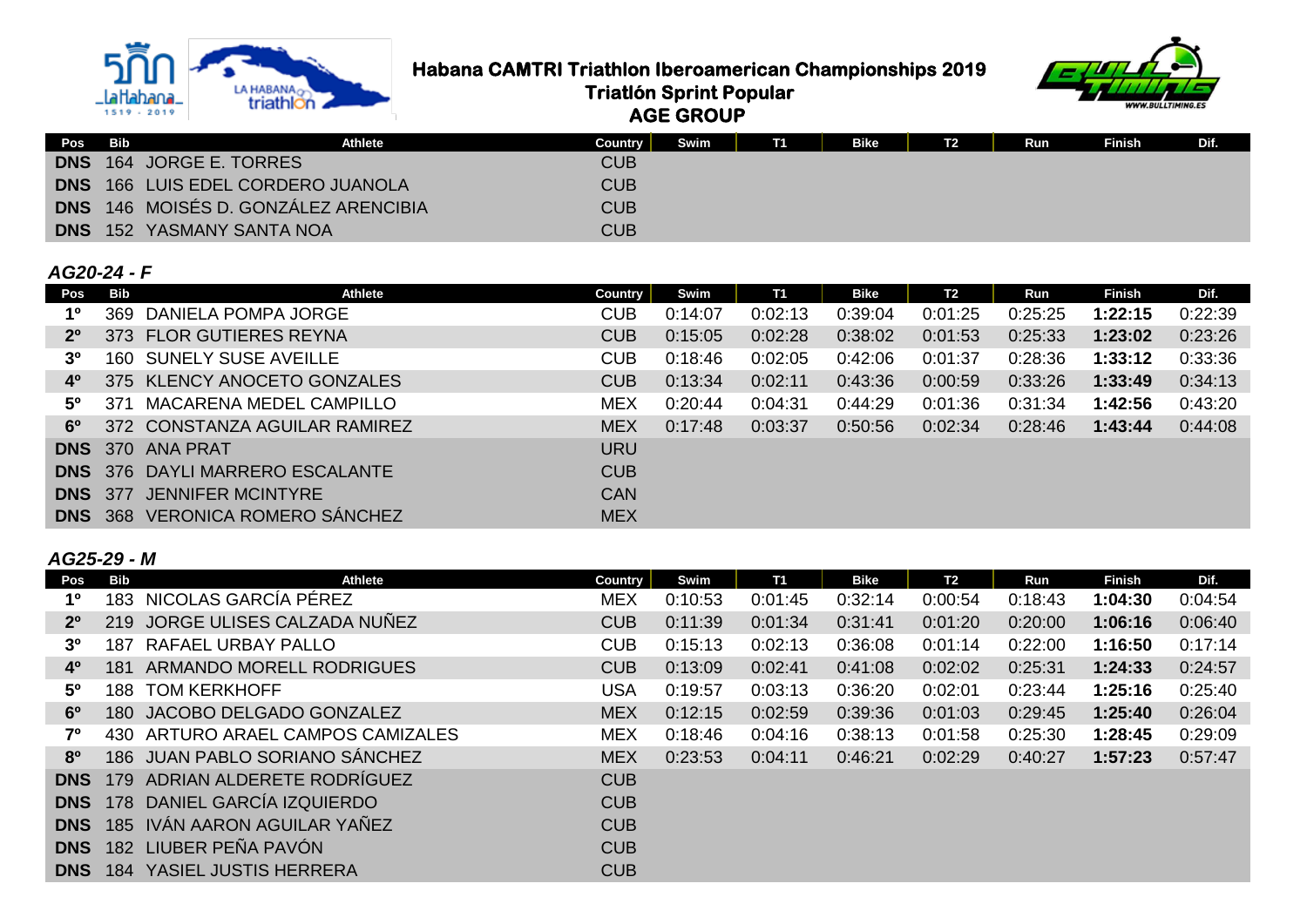# Habana CAMTRI Triathlon Iberoamerican Championships 2019

## Triatlón Sprint Popular

## AGE GROUP

| Pos | Bib | Athlete | Country | Swim | T1 | Bike | T2 | Run | Finish | Dif. |
|---|---|---|---|---|---|---|---|---|---|---|
| **DNS** | 164 | JORGE E. TORRES | CUB | | | | | | | |
| **DNS** | 166 | LUIS EDEL CORDERO JUANOLA | CUB | | | | | | | |
| **DNS** | 146 | MOISÉS D. GONZÁLEZ ARENCIBIA | CUB | | | | | | | |
| **DNS** | 152 | YASMANY SANTA NOA | CUB | | | | | | | |

### *AG20-24 - F*

| Pos | Bib | Athlete | Country | Swim | T1 | Bike | T2 | Run | Finish | Dif. |
|---|---|---|---|---|---|---|---|---|---|---|
| **1º** | 369 | DANIELA POMPA JORGE | CUB | 0:14:07 | 0:02:13 | 0:39:04 | 0:01:25 | 0:25:25 | **1:22:15** | 0:22:39 |
| **2º** | 373 | FLOR GUTIERES REYNA | CUB | 0:15:05 | 0:02:28 | 0:38:02 | 0:01:53 | 0:25:33 | **1:23:02** | 0:23:26 |
| **3º** | 160 | SUNELY SUSE AVEILLE | CUB | 0:18:46 | 0:02:05 | 0:42:06 | 0:01:37 | 0:28:36 | **1:33:12** | 0:33:36 |
| **4º** | 375 | KLENCY ANOCETO GONZALES | CUB | 0:13:34 | 0:02:11 | 0:43:36 | 0:00:59 | 0:33:26 | **1:33:49** | 0:34:13 |
| **5º** | 371 | MACARENA MEDEL CAMPILLO | MEX | 0:20:44 | 0:04:31 | 0:44:29 | 0:01:36 | 0:31:34 | **1:42:56** | 0:43:20 |
| **6º** | 372 | CONSTANZA AGUILAR RAMIREZ | MEX | 0:17:48 | 0:03:37 | 0:50:56 | 0:02:34 | 0:28:46 | **1:43:44** | 0:44:08 |
| **DNS** | 370 | ANA PRAT | URU | | | | | | | |
| **DNS** | 376 | DAYLI MARRERO ESCALANTE | CUB | | | | | | | |
| **DNS** | 377 | JENNIFER MCINTYRE | CAN | | | | | | | |
| **DNS** | 368 | VERONICA ROMERO SÁNCHEZ | MEX | | | | | | | |

### *AG25-29 - M*

| Pos | Bib | Athlete | Country | Swim | T1 | Bike | T2 | Run | Finish | Dif. |
|---|---|---|---|---|---|---|---|---|---|---|
| **1º** | 183 | NICOLAS GARCÍA PÉREZ | MEX | 0:10:53 | 0:01:45 | 0:32:14 | 0:00:54 | 0:18:43 | **1:04:30** | 0:04:54 |
| **2º** | 219 | JORGE ULISES CALZADA NUÑEZ | CUB | 0:11:39 | 0:01:34 | 0:31:41 | 0:01:20 | 0:20:00 | **1:06:16** | 0:06:40 |
| **3º** | 187 | RAFAEL URBAY PALLO | CUB | 0:15:13 | 0:02:13 | 0:36:08 | 0:01:14 | 0:22:00 | **1:16:50** | 0:17:14 |
| **4º** | 181 | ARMANDO MORELL RODRIGUES | CUB | 0:13:09 | 0:02:41 | 0:41:08 | 0:02:02 | 0:25:31 | **1:24:33** | 0:24:57 |
| **5º** | 188 | TOM KERKHOFF | USA | 0:19:57 | 0:03:13 | 0:36:20 | 0:02:01 | 0:23:44 | **1:25:16** | 0:25:40 |
| **6º** | 180 | JACOBO DELGADO GONZALEZ | MEX | 0:12:15 | 0:02:59 | 0:39:36 | 0:01:03 | 0:29:45 | **1:25:40** | 0:26:04 |
| **7º** | 430 | ARTURO ARAEL CAMPOS CAMIZALES | MEX | 0:18:46 | 0:04:16 | 0:38:13 | 0:01:58 | 0:25:30 | **1:28:45** | 0:29:09 |
| **8º** | 186 | JUAN PABLO SORIANO SÁNCHEZ | MEX | 0:23:53 | 0:04:11 | 0:46:21 | 0:02:29 | 0:40:27 | **1:57:23** | 0:57:47 |
| **DNS** | 179 | ADRIAN ALDERETE RODRÍGUEZ | CUB | | | | | | | |
| **DNS** | 178 | DANIEL GARCÍA IZQUIERDO | CUB | | | | | | | |
| **DNS** | 185 | IVÁN AARON AGUILAR YAÑEZ | CUB | | | | | | | |
| **DNS** | 182 | LIUBER PEÑA PAVÓN | CUB | | | | | | | |
| **DNS** | 184 | YASIEL JUSTIS HERRERA | CUB | | | | | | | |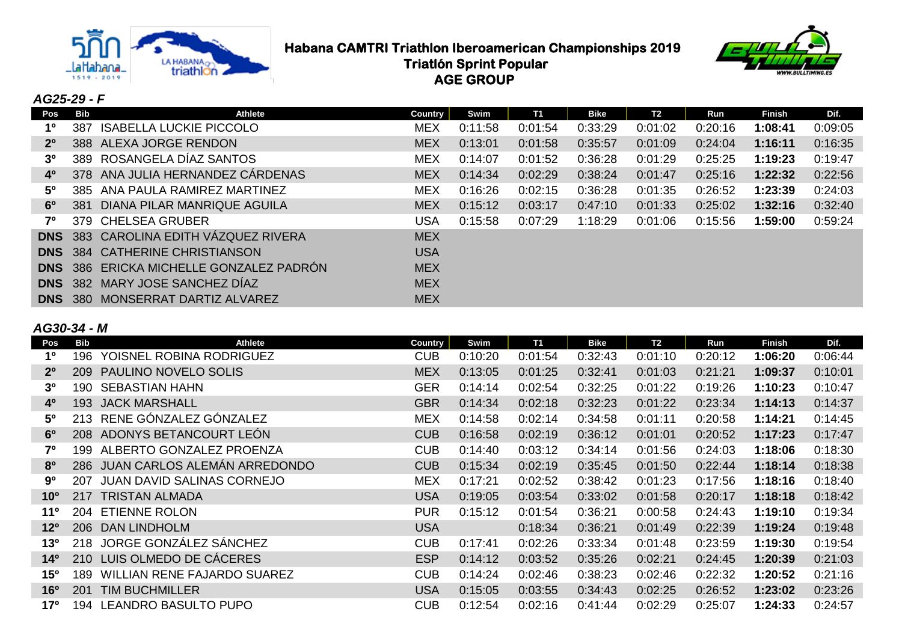# Habana CAMTRI Triathlon Iberoamerican Championships 2019
## Triatlón Sprint Popular
## AGE GROUP

### *AG25-29 - F*

| Pos | Bib | Athlete | Country | Swim | T1 | Bike | T2 | Run | Finish | Dif. |
|---|---|---|---|---|---|---|---|---|---|---|
| 1º | 387 | ISABELLA LUCKIE PICCOLO | MEX | 0:11:58 | 0:01:54 | 0:33:29 | 0:01:02 | 0:20:16 | **1:08:41** | 0:09:05 |
| 2º | 388 | ALEXA JORGE RENDON | MEX | 0:13:01 | 0:01:58 | 0:35:57 | 0:01:09 | 0:24:04 | **1:16:11** | 0:16:35 |
| 3º | 389 | ROSANGELA DÍAZ SANTOS | MEX | 0:14:07 | 0:01:52 | 0:36:28 | 0:01:29 | 0:25:25 | **1:19:23** | 0:19:47 |
| 4º | 378 | ANA JULIA HERNANDEZ CÁRDENAS | MEX | 0:14:34 | 0:02:29 | 0:38:24 | 0:01:47 | 0:25:16 | **1:22:32** | 0:22:56 |
| 5º | 385 | ANA PAULA RAMIREZ MARTINEZ | MEX | 0:16:26 | 0:02:15 | 0:36:28 | 0:01:35 | 0:26:52 | **1:23:39** | 0:24:03 |
| 6º | 381 | DIANA PILAR MANRIQUE AGUILA | MEX | 0:15:12 | 0:03:17 | 0:47:10 | 0:01:33 | 0:25:02 | **1:32:16** | 0:32:40 |
| 7º | 379 | CHELSEA GRUBER | USA | 0:15:58 | 0:07:29 | 1:18:29 | 0:01:06 | 0:15:56 | **1:59:00** | 0:59:24 |
| DNS | 383 | CAROLINA EDITH VÁZQUEZ RIVERA | MEX | | | | | | | |
| DNS | 384 | CATHERINE CHRISTIANSON | USA | | | | | | | |
| DNS | 386 | ERICKA MICHELLE GONZALEZ PADRÓN | MEX | | | | | | | |
| DNS | 382 | MARY JOSE SANCHEZ DÍAZ | MEX | | | | | | | |
| DNS | 380 | MONSERRAT DARTIZ ALVAREZ | MEX | | | | | | | |

### *AG30-34 - M*

| Pos | Bib | Athlete | Country | Swim | T1 | Bike | T2 | Run | Finish | Dif. |
|---|---|---|---|---|---|---|---|---|---|---|
| 1º | 196 | YOISNEL ROBINA RODRIGUEZ | CUB | 0:10:20 | 0:01:54 | 0:32:43 | 0:01:10 | 0:20:12 | **1:06:20** | 0:06:44 |
| 2º | 209 | PAULINO NOVELO SOLIS | MEX | 0:13:05 | 0:01:25 | 0:32:41 | 0:01:03 | 0:21:21 | **1:09:37** | 0:10:01 |
| 3º | 190 | SEBASTIAN HAHN | GER | 0:14:14 | 0:02:54 | 0:32:25 | 0:01:22 | 0:19:26 | **1:10:23** | 0:10:47 |
| 4º | 193 | JACK MARSHALL | GBR | 0:14:34 | 0:02:18 | 0:32:23 | 0:01:22 | 0:23:34 | **1:14:13** | 0:14:37 |
| 5º | 213 | RENE GÓNZALEZ GÓNZALEZ | MEX | 0:14:58 | 0:02:14 | 0:34:58 | 0:01:11 | 0:20:58 | **1:14:21** | 0:14:45 |
| 6º | 208 | ADONYS BETANCOURT LEÓN | CUB | 0:16:58 | 0:02:19 | 0:36:12 | 0:01:01 | 0:20:52 | **1:17:23** | 0:17:47 |
| 7º | 199 | ALBERTO GONZALEZ PROENZA | CUB | 0:14:40 | 0:03:12 | 0:34:14 | 0:01:56 | 0:24:03 | **1:18:06** | 0:18:30 |
| 8º | 286 | JUAN CARLOS ALEMÁN ARREDONDO | CUB | 0:15:34 | 0:02:19 | 0:35:45 | 0:01:50 | 0:22:44 | **1:18:14** | 0:18:38 |
| 9º | 207 | JUAN DAVID SALINAS CORNEJO | MEX | 0:17:21 | 0:02:52 | 0:38:42 | 0:01:23 | 0:17:56 | **1:18:16** | 0:18:40 |
| 10º | 217 | TRISTAN ALMADA | USA | 0:19:05 | 0:03:54 | 0:33:02 | 0:01:58 | 0:20:17 | **1:18:18** | 0:18:42 |
| 11º | 204 | ETIENNE ROLON | PUR | 0:15:12 | 0:01:54 | 0:36:21 | 0:00:58 | 0:24:43 | **1:19:10** | 0:19:34 |
| 12º | 206 | DAN LINDHOLM | USA | | 0:18:34 | 0:36:21 | 0:01:49 | 0:22:39 | **1:19:24** | 0:19:48 |
| 13º | 218 | JORGE GONZÁLEZ SÁNCHEZ | CUB | 0:17:41 | 0:02:26 | 0:33:34 | 0:01:48 | 0:23:59 | **1:19:30** | 0:19:54 |
| 14º | 210 | LUIS OLMEDO DE CÁCERES | ESP | 0:14:12 | 0:03:52 | 0:35:26 | 0:02:21 | 0:24:45 | **1:20:39** | 0:21:03 |
| 15º | 189 | WILLIAN RENE FAJARDO SUAREZ | CUB | 0:14:24 | 0:02:46 | 0:38:23 | 0:02:46 | 0:22:32 | **1:20:52** | 0:21:16 |
| 16º | 201 | TIM BUCHMILLER | USA | 0:15:05 | 0:03:55 | 0:34:43 | 0:02:25 | 0:26:52 | **1:23:02** | 0:23:26 |
| 17º | 194 | LEANDRO BASULTO PUPO | CUB | 0:12:54 | 0:02:16 | 0:41:44 | 0:02:29 | 0:25:07 | **1:24:33** | 0:24:57 |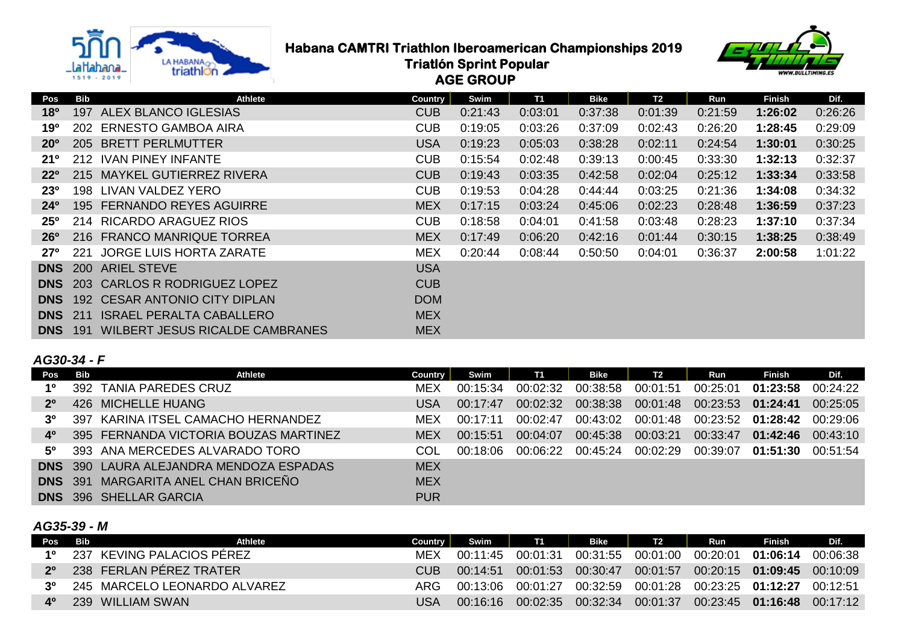# Habana CAMTRI Triathlon Iberoamerican Championships 2019

## Triatlón Sprint Popular

## AGE GROUP

| Pos | Bib | Athlete | Country | Swim | T1 | Bike | T2 | Run | Finish | Dif. |
|---|---|---|---|---|---|---|---|---|---|---|
| **18º** | 197 | ALEX BLANCO IGLESIAS | CUB | 0:21:43 | 0:03:01 | 0:37:38 | 0:01:39 | 0:21:59 | **1:26:02** | 0:26:26 |
| **19º** | 202 | ERNESTO GAMBOA AIRA | CUB | 0:19:05 | 0:03:26 | 0:37:09 | 0:02:43 | 0:26:20 | **1:28:45** | 0:29:09 |
| **20º** | 205 | BRETT PERLMUTTER | USA | 0:19:23 | 0:05:03 | 0:38:28 | 0:02:11 | 0:24:54 | **1:30:01** | 0:30:25 |
| **21º** | 212 | IVAN PINEY INFANTE | CUB | 0:15:54 | 0:02:48 | 0:39:13 | 0:00:45 | 0:33:30 | **1:32:13** | 0:32:37 |
| **22º** | 215 | MAYKEL GUTIERREZ RIVERA | CUB | 0:19:43 | 0:03:35 | 0:42:58 | 0:02:04 | 0:25:12 | **1:33:34** | 0:33:58 |
| **23º** | 198 | LIVAN VALDEZ YERO | CUB | 0:19:53 | 0:04:28 | 0:44:44 | 0:03:25 | 0:21:36 | **1:34:08** | 0:34:32 |
| **24º** | 195 | FERNANDO REYES AGUIRRE | MEX | 0:17:15 | 0:03:24 | 0:45:06 | 0:02:23 | 0:28:48 | **1:36:59** | 0:37:23 |
| **25º** | 214 | RICARDO ARAGUEZ RIOS | CUB | 0:18:58 | 0:04:01 | 0:41:58 | 0:03:48 | 0:28:23 | **1:37:10** | 0:37:34 |
| **26º** | 216 | FRANCO MANRIQUE TORREA | MEX | 0:17:49 | 0:06:20 | 0:42:16 | 0:01:44 | 0:30:15 | **1:38:25** | 0:38:49 |
| **27º** | 221 | JORGE LUIS HORTA ZARATE | MEX | 0:20:44 | 0:08:44 | 0:50:50 | 0:04:01 | 0:36:37 | **2:00:58** | 1:01:22 |
| **DNS** | 200 | ARIEL STEVE | USA | | | | | | | |
| **DNS** | 203 | CARLOS R RODRIGUEZ LOPEZ | CUB | | | | | | | |
| **DNS** | 192 | CESAR ANTONIO CITY DIPLAN | DOM | | | | | | | |
| **DNS** | 211 | ISRAEL PERALTA CABALLERO | MEX | | | | | | | |
| **DNS** | 191 | WILBERT JESUS RICALDE CAMBRANES | MEX | | | | | | | |

### *AG30-34 - F*

| Pos | Bib | Athlete | Country | Swim | T1 | Bike | T2 | Run | Finish | Dif. |
|---|---|---|---|---|---|---|---|---|---|---|
| **1º** | 392 | TANIA PAREDES CRUZ | MEX | 00:15:34 | 00:02:32 | 00:38:58 | 00:01:51 | 00:25:01 | **01:23:58** | 00:24:22 |
| **2º** | 426 | MICHELLE HUANG | USA | 00:17:47 | 00:02:32 | 00:38:38 | 00:01:48 | 00:23:53 | **01:24:41** | 00:25:05 |
| **3º** | 397 | KARINA ITSEL CAMACHO HERNANDEZ | MEX | 00:17:11 | 00:02:47 | 00:43:02 | 00:01:48 | 00:23:52 | **01:28:42** | 00:29:06 |
| **4º** | 395 | FERNANDA VICTORIA BOUZAS MARTINEZ | MEX | 00:15:51 | 00:04:07 | 00:45:38 | 00:03:21 | 00:33:47 | **01:42:46** | 00:43:10 |
| **5º** | 393 | ANA MERCEDES ALVARADO TORO | COL | 00:18:06 | 00:06:22 | 00:45:24 | 00:02:29 | 00:39:07 | **01:51:30** | 00:51:54 |
| **DNS** | 390 | LAURA ALEJANDRA MENDOZA ESPADAS | MEX | | | | | | | |
| **DNS** | 391 | MARGARITA ANEL CHAN BRICEÑO | MEX | | | | | | | |
| **DNS** | 396 | SHELLAR GARCIA | PUR | | | | | | | |

### *AG35-39 - M*

| Pos | Bib | Athlete | Country | Swim | T1 | Bike | T2 | Run | Finish | Dif. |
|---|---|---|---|---|---|---|---|---|---|---|
| **1º** | 237 | KEVING PALACIOS PÉREZ | MEX | 00:11:45 | 00:01:31 | 00:31:55 | 00:01:00 | 00:20:01 | **01:06:14** | 00:06:38 |
| **2º** | 238 | FERLAN PÉREZ TRATER | CUB | 00:14:51 | 00:01:53 | 00:30:47 | 00:01:57 | 00:20:15 | **01:09:45** | 00:10:09 |
| **3º** | 245 | MARCELO LEONARDO ALVAREZ | ARG | 00:13:06 | 00:01:27 | 00:32:59 | 00:01:28 | 00:23:25 | **01:12:27** | 00:12:51 |
| **4º** | 239 | WILLIAM SWAN | USA | 00:16:16 | 00:02:35 | 00:32:34 | 00:01:37 | 00:23:45 | **01:16:48** | 00:17:12 |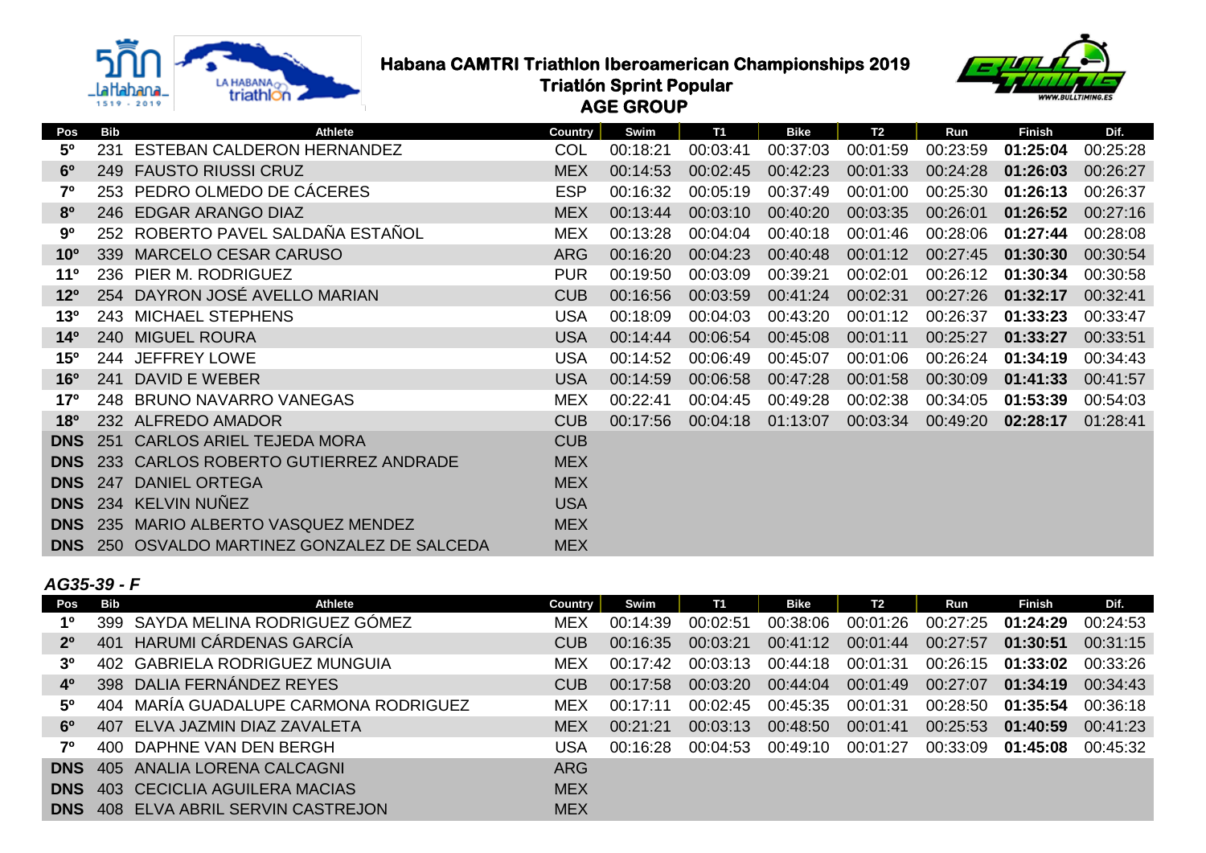# Habana CAMTRI Triathlon Iberoamerican Championships 2019

## Triatlón Sprint Popular

## AGE GROUP

| Pos | Bib | Athlete | Country | Swim | T1 | Bike | T2 | Run | Finish | Dif. |
|---|---|---|---|---|---|---|---|---|---|---|
| **5º** | 231 | ESTEBAN CALDERON HERNANDEZ | COL | 00:18:21 | 00:03:41 | 00:37:03 | 00:01:59 | 00:23:59 | **01:25:04** | 00:25:28 |
| **6º** | 249 | FAUSTO RIUSSI CRUZ | MEX | 00:14:53 | 00:02:45 | 00:42:23 | 00:01:33 | 00:24:28 | **01:26:03** | 00:26:27 |
| **7º** | 253 | PEDRO OLMEDO DE CÁCERES | ESP | 00:16:32 | 00:05:19 | 00:37:49 | 00:01:00 | 00:25:30 | **01:26:13** | 00:26:37 |
| **8º** | 246 | EDGAR ARANGO DIAZ | MEX | 00:13:44 | 00:03:10 | 00:40:20 | 00:03:35 | 00:26:01 | **01:26:52** | 00:27:16 |
| **9º** | 252 | ROBERTO PAVEL SALDAÑA ESTAÑOL | MEX | 00:13:28 | 00:04:04 | 00:40:18 | 00:01:46 | 00:28:06 | **01:27:44** | 00:28:08 |
| **10º** | 339 | MARCELO CESAR CARUSO | ARG | 00:16:20 | 00:04:23 | 00:40:48 | 00:01:12 | 00:27:45 | **01:30:30** | 00:30:54 |
| **11º** | 236 | PIER M. RODRIGUEZ | PUR | 00:19:50 | 00:03:09 | 00:39:21 | 00:02:01 | 00:26:12 | **01:30:34** | 00:30:58 |
| **12º** | 254 | DAYRON JOSÉ AVELLO MARIAN | CUB | 00:16:56 | 00:03:59 | 00:41:24 | 00:02:31 | 00:27:26 | **01:32:17** | 00:32:41 |
| **13º** | 243 | MICHAEL STEPHENS | USA | 00:18:09 | 00:04:03 | 00:43:20 | 00:01:12 | 00:26:37 | **01:33:23** | 00:33:47 |
| **14º** | 240 | MIGUEL ROURA | USA | 00:14:44 | 00:06:54 | 00:45:08 | 00:01:11 | 00:25:27 | **01:33:27** | 00:33:51 |
| **15º** | 244 | JEFFREY LOWE | USA | 00:14:52 | 00:06:49 | 00:45:07 | 00:01:06 | 00:26:24 | **01:34:19** | 00:34:43 |
| **16º** | 241 | DAVID E WEBER | USA | 00:14:59 | 00:06:58 | 00:47:28 | 00:01:58 | 00:30:09 | **01:41:33** | 00:41:57 |
| **17º** | 248 | BRUNO NAVARRO VANEGAS | MEX | 00:22:41 | 00:04:45 | 00:49:28 | 00:02:38 | 00:34:05 | **01:53:39** | 00:54:03 |
| **18º** | 232 | ALFREDO AMADOR | CUB | 00:17:56 | 00:04:18 | 01:13:07 | 00:03:34 | 00:49:20 | **02:28:17** | 01:28:41 |
| **DNS** | 251 | CARLOS ARIEL TEJEDA MORA | CUB | | | | | | | |
| **DNS** | 233 | CARLOS ROBERTO GUTIERREZ ANDRADE | MEX | | | | | | | |
| **DNS** | 247 | DANIEL ORTEGA | MEX | | | | | | | |
| **DNS** | 234 | KELVIN NUÑEZ | USA | | | | | | | |
| **DNS** | 235 | MARIO ALBERTO VASQUEZ MENDEZ | MEX | | | | | | | |
| **DNS** | 250 | OSVALDO MARTINEZ GONZALEZ DE SALCEDA | MEX | | | | | | | |

### *AG35-39 - F*

| Pos | Bib | Athlete | Country | Swim | T1 | Bike | T2 | Run | Finish | Dif. |
|---|---|---|---|---|---|---|---|---|---|---|
| **1º** | 399 | SAYDA MELINA RODRIGUEZ GÓMEZ | MEX | 00:14:39 | 00:02:51 | 00:38:06 | 00:01:26 | 00:27:25 | **01:24:29** | 00:24:53 |
| **2º** | 401 | HARUMI CÁRDENAS GARCÍA | CUB | 00:16:35 | 00:03:21 | 00:41:12 | 00:01:44 | 00:27:57 | **01:30:51** | 00:31:15 |
| **3º** | 402 | GABRIELA RODRIGUEZ MUNGUIA | MEX | 00:17:42 | 00:03:13 | 00:44:18 | 00:01:31 | 00:26:15 | **01:33:02** | 00:33:26 |
| **4º** | 398 | DALIA FERNÁNDEZ REYES | CUB | 00:17:58 | 00:03:20 | 00:44:04 | 00:01:49 | 00:27:07 | **01:34:19** | 00:34:43 |
| **5º** | 404 | MARÍA GUADALUPE CARMONA RODRIGUEZ | MEX | 00:17:11 | 00:02:45 | 00:45:35 | 00:01:31 | 00:28:50 | **01:35:54** | 00:36:18 |
| **6º** | 407 | ELVA JAZMIN DIAZ ZAVALETA | MEX | 00:21:21 | 00:03:13 | 00:48:50 | 00:01:41 | 00:25:53 | **01:40:59** | 00:41:23 |
| **7º** | 400 | DAPHNE VAN DEN BERGH | USA | 00:16:28 | 00:04:53 | 00:49:10 | 00:01:27 | 00:33:09 | **01:45:08** | 00:45:32 |
| **DNS** | 405 | ANALIA LORENA CALCAGNI | ARG | | | | | | | |
| **DNS** | 403 | CECICLIA AGUILERA MACIAS | MEX | | | | | | | |
| **DNS** | 408 | ELVA ABRIL SERVIN CASTREJON | MEX | | | | | | | |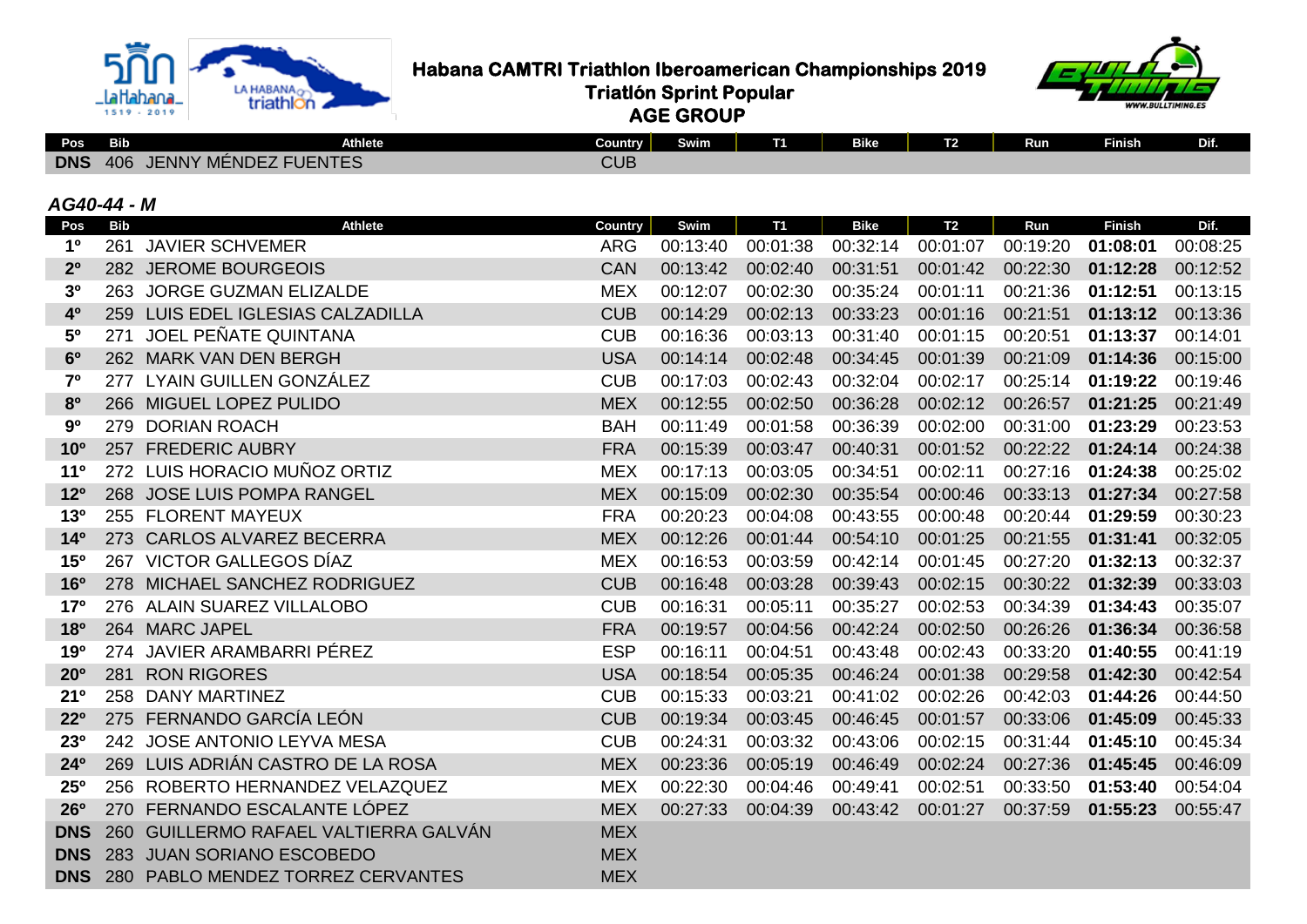# Habana CAMTRI Triathlon Iberoamerican Championships 2019
## Triatlón Sprint Popular
## AGE GROUP

| Pos | Bib | Athlete | Country | Swim | T1 | Bike | T2 | Run | Finish | Dif. |
|---|---|---|---|---|---|---|---|---|---|---|
| DNS | 406 | JENNY MÉNDEZ FUENTES | CUB | | | | | | | |

### *AG40-44 - M*

| Pos | Bib | Athlete | Country | Swim | T1 | Bike | T2 | Run | Finish | Dif. |
|---|---|---|---|---|---|---|---|---|---|---|
| 1º | 261 | JAVIER SCHVEMER | ARG | 00:13:40 | 00:01:38 | 00:32:14 | 00:01:07 | 00:19:20 | **01:08:01** | 00:08:25 |
| 2º | 282 | JEROME BOURGEOIS | CAN | 00:13:42 | 00:02:40 | 00:31:51 | 00:01:42 | 00:22:30 | **01:12:28** | 00:12:52 |
| 3º | 263 | JORGE GUZMAN ELIZALDE | MEX | 00:12:07 | 00:02:30 | 00:35:24 | 00:01:11 | 00:21:36 | **01:12:51** | 00:13:15 |
| 4º | 259 | LUIS EDEL IGLESIAS CALZADILLA | CUB | 00:14:29 | 00:02:13 | 00:33:23 | 00:01:16 | 00:21:51 | **01:13:12** | 00:13:36 |
| 5º | 271 | JOEL PEÑATE QUINTANA | CUB | 00:16:36 | 00:03:13 | 00:31:40 | 00:01:15 | 00:20:51 | **01:13:37** | 00:14:01 |
| 6º | 262 | MARK VAN DEN BERGH | USA | 00:14:14 | 00:02:48 | 00:34:45 | 00:01:39 | 00:21:09 | **01:14:36** | 00:15:00 |
| 7º | 277 | LYAIN GUILLEN GONZÁLEZ | CUB | 00:17:03 | 00:02:43 | 00:32:04 | 00:02:17 | 00:25:14 | **01:19:22** | 00:19:46 |
| 8º | 266 | MIGUEL LOPEZ PULIDO | MEX | 00:12:55 | 00:02:50 | 00:36:28 | 00:02:12 | 00:26:57 | **01:21:25** | 00:21:49 |
| 9º | 279 | DORIAN ROACH | BAH | 00:11:49 | 00:01:58 | 00:36:39 | 00:02:00 | 00:31:00 | **01:23:29** | 00:23:53 |
| 10º | 257 | FREDERIC AUBRY | FRA | 00:15:39 | 00:03:47 | 00:40:31 | 00:01:52 | 00:22:22 | **01:24:14** | 00:24:38 |
| 11º | 272 | LUIS HORACIO MUÑOZ ORTIZ | MEX | 00:17:13 | 00:03:05 | 00:34:51 | 00:02:11 | 00:27:16 | **01:24:38** | 00:25:02 |
| 12º | 268 | JOSE LUIS POMPA RANGEL | MEX | 00:15:09 | 00:02:30 | 00:35:54 | 00:00:46 | 00:33:13 | **01:27:34** | 00:27:58 |
| 13º | 255 | FLORENT MAYEUX | FRA | 00:20:23 | 00:04:08 | 00:43:55 | 00:00:48 | 00:20:44 | **01:29:59** | 00:30:23 |
| 14º | 273 | CARLOS ALVAREZ BECERRA | MEX | 00:12:26 | 00:01:44 | 00:54:10 | 00:01:25 | 00:21:55 | **01:31:41** | 00:32:05 |
| 15º | 267 | VICTOR GALLEGOS DÍAZ | MEX | 00:16:53 | 00:03:59 | 00:42:14 | 00:01:45 | 00:27:20 | **01:32:13** | 00:32:37 |
| 16º | 278 | MICHAEL SANCHEZ RODRIGUEZ | CUB | 00:16:48 | 00:03:28 | 00:39:43 | 00:02:15 | 00:30:22 | **01:32:39** | 00:33:03 |
| 17º | 276 | ALAIN SUAREZ VILLALOBO | CUB | 00:16:31 | 00:05:11 | 00:35:27 | 00:02:53 | 00:34:39 | **01:34:43** | 00:35:07 |
| 18º | 264 | MARC JAPEL | FRA | 00:19:57 | 00:04:56 | 00:42:24 | 00:02:50 | 00:26:26 | **01:36:34** | 00:36:58 |
| 19º | 274 | JAVIER ARAMBARRI PÉREZ | ESP | 00:16:11 | 00:04:51 | 00:43:48 | 00:02:43 | 00:33:20 | **01:40:55** | 00:41:19 |
| 20º | 281 | RON RIGORES | USA | 00:18:54 | 00:05:35 | 00:46:24 | 00:01:38 | 00:29:58 | **01:42:30** | 00:42:54 |
| 21º | 258 | DANY MARTINEZ | CUB | 00:15:33 | 00:03:21 | 00:41:02 | 00:02:26 | 00:42:03 | **01:44:26** | 00:44:50 |
| 22º | 275 | FERNANDO GARCÍA LEÓN | CUB | 00:19:34 | 00:03:45 | 00:46:45 | 00:01:57 | 00:33:06 | **01:45:09** | 00:45:33 |
| 23º | 242 | JOSE ANTONIO LEYVA MESA | CUB | 00:24:31 | 00:03:32 | 00:43:06 | 00:02:15 | 00:31:44 | **01:45:10** | 00:45:34 |
| 24º | 269 | LUIS ADRIÁN CASTRO DE LA ROSA | MEX | 00:23:36 | 00:05:19 | 00:46:49 | 00:02:24 | 00:27:36 | **01:45:45** | 00:46:09 |
| 25º | 256 | ROBERTO HERNANDEZ VELAZQUEZ | MEX | 00:22:30 | 00:04:46 | 00:49:41 | 00:02:51 | 00:33:50 | **01:53:40** | 00:54:04 |
| 26º | 270 | FERNANDO ESCALANTE LÓPEZ | MEX | 00:27:33 | 00:04:39 | 00:43:42 | 00:01:27 | 00:37:59 | **01:55:23** | 00:55:47 |
| DNS | 260 | GUILLERMO RAFAEL VALTIERRA GALVÁN | MEX | | | | | | | |
| DNS | 283 | JUAN SORIANO ESCOBEDO | MEX | | | | | | | |
| DNS | 280 | PABLO MENDEZ TORREZ CERVANTES | MEX | | | | | | | |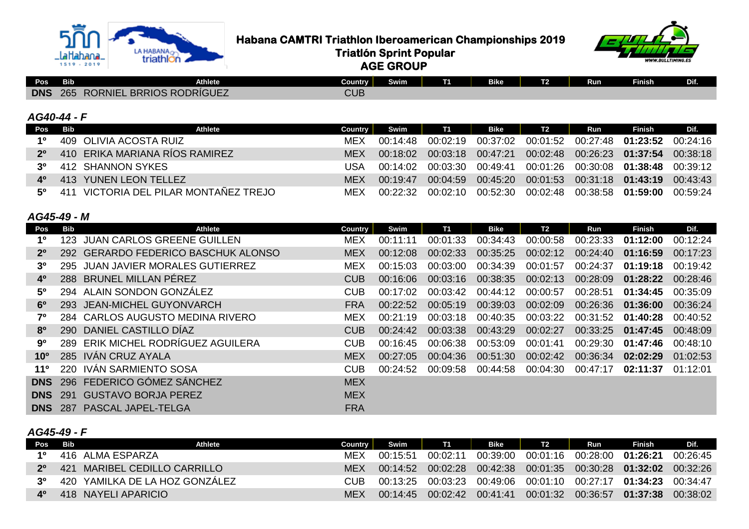# Habana CAMTRI Triathlon Iberoamerican Championships 2019

## Triatlón Sprint Popular

## AGE GROUP

| Pos | Bib | Athlete | Country | Swim | T1 | Bike | T2 | Run | Finish | Dif. |
|---|---|---|---|---|---|---|---|---|---|---|
| DNS | 265 | RORNIEL BRRIOS RODRÍGUEZ | CUB | | | | | | | |

### AG40-44 - F

| Pos | Bib | Athlete | Country | Swim | T1 | Bike | T2 | Run | Finish | Dif. |
|---|---|---|---|---|---|---|---|---|---|---|
| 1º | 409 | OLIVIA ACOSTA RUIZ | MEX | 00:14:48 | 00:02:19 | 00:37:02 | 00:01:52 | 00:27:48 | **01:23:52** | 00:24:16 |
| 2º | 410 | ERIKA MARIANA RÍOS RAMIREZ | MEX | 00:18:02 | 00:03:18 | 00:47:21 | 00:02:48 | 00:26:23 | **01:37:54** | 00:38:18 |
| 3º | 412 | SHANNON SYKES | USA | 00:14:02 | 00:03:30 | 00:49:41 | 00:01:26 | 00:30:08 | **01:38:48** | 00:39:12 |
| 4º | 413 | YUNEN LEON TELLEZ | MEX | 00:19:47 | 00:04:59 | 00:45:20 | 00:01:53 | 00:31:18 | **01:43:19** | 00:43:43 |
| 5º | 411 | VICTORIA DEL PILAR MONTAÑEZ TREJO | MEX | 00:22:32 | 00:02:10 | 00:52:30 | 00:02:48 | 00:38:58 | **01:59:00** | 00:59:24 |

### AG45-49 - M

| Pos | Bib | Athlete | Country | Swim | T1 | Bike | T2 | Run | Finish | Dif. |
|---|---|---|---|---|---|---|---|---|---|---|
| 1º | 123 | JUAN CARLOS GREENE GUILLEN | MEX | 00:11:11 | 00:01:33 | 00:34:43 | 00:00:58 | 00:23:33 | **01:12:00** | 00:12:24 |
| 2º | 292 | GERARDO FEDERICO BASCHUK ALONSO | MEX | 00:12:08 | 00:02:33 | 00:35:25 | 00:02:12 | 00:24:40 | **01:16:59** | 00:17:23 |
| 3º | 295 | JUAN JAVIER MORALES GUTIERREZ | MEX | 00:15:03 | 00:03:00 | 00:34:39 | 00:01:57 | 00:24:37 | **01:19:18** | 00:19:42 |
| 4º | 288 | BRUNEL MILLAN PÉREZ | CUB | 00:16:06 | 00:03:16 | 00:38:35 | 00:02:13 | 00:28:09 | **01:28:22** | 00:28:46 |
| 5º | 294 | ALAIN SONDON GONZÁLEZ | CUB | 00:17:02 | 00:03:42 | 00:44:12 | 00:00:57 | 00:28:51 | **01:34:45** | 00:35:09 |
| 6º | 293 | JEAN-MICHEL GUYONVARCH | FRA | 00:22:52 | 00:05:19 | 00:39:03 | 00:02:09 | 00:26:36 | **01:36:00** | 00:36:24 |
| 7º | 284 | CARLOS AUGUSTO MEDINA RIVERO | MEX | 00:21:19 | 00:03:18 | 00:40:35 | 00:03:22 | 00:31:52 | **01:40:28** | 00:40:52 |
| 8º | 290 | DANIEL CASTILLO DÍAZ | CUB | 00:24:42 | 00:03:38 | 00:43:29 | 00:02:27 | 00:33:25 | **01:47:45** | 00:48:09 |
| 9º | 289 | ERIK MICHEL RODRÍGUEZ AGUILERA | CUB | 00:16:45 | 00:06:38 | 00:53:09 | 00:01:41 | 00:29:30 | **01:47:46** | 00:48:10 |
| 10º | 285 | IVÁN CRUZ AYALA | MEX | 00:27:05 | 00:04:36 | 00:51:30 | 00:02:42 | 00:36:34 | **02:02:29** | 01:02:53 |
| 11º | 220 | IVÁN SARMIENTO SOSA | CUB | 00:24:52 | 00:09:58 | 00:44:58 | 00:04:30 | 00:47:17 | **02:11:37** | 01:12:01 |
| DNS | 296 | FEDERICO GÓMEZ SÁNCHEZ | MEX | | | | | | | |
| DNS | 291 | GUSTAVO BORJA PEREZ | MEX | | | | | | | |
| DNS | 287 | PASCAL JAPEL-TELGA | FRA | | | | | | | |

### AG45-49 - F

| Pos | Bib | Athlete | Country | Swim | T1 | Bike | T2 | Run | Finish | Dif. |
|---|---|---|---|---|---|---|---|---|---|---|
| 1º | 416 | ALMA ESPARZA | MEX | 00:15:51 | 00:02:11 | 00:39:00 | 00:01:16 | 00:28:00 | **01:26:21** | 00:26:45 |
| 2º | 421 | MARIBEL CEDILLO CARRILLO | MEX | 00:14:52 | 00:02:28 | 00:42:38 | 00:01:35 | 00:30:28 | **01:32:02** | 00:32:26 |
| 3º | 420 | YAMILKA DE LA HOZ GONZÁLEZ | CUB | 00:13:25 | 00:03:23 | 00:49:06 | 00:01:10 | 00:27:17 | **01:34:23** | 00:34:47 |
| 4º | 418 | NAYELI APARICIO | MEX | 00:14:45 | 00:02:42 | 00:41:41 | 00:01:32 | 00:36:57 | **01:37:38** | 00:38:02 |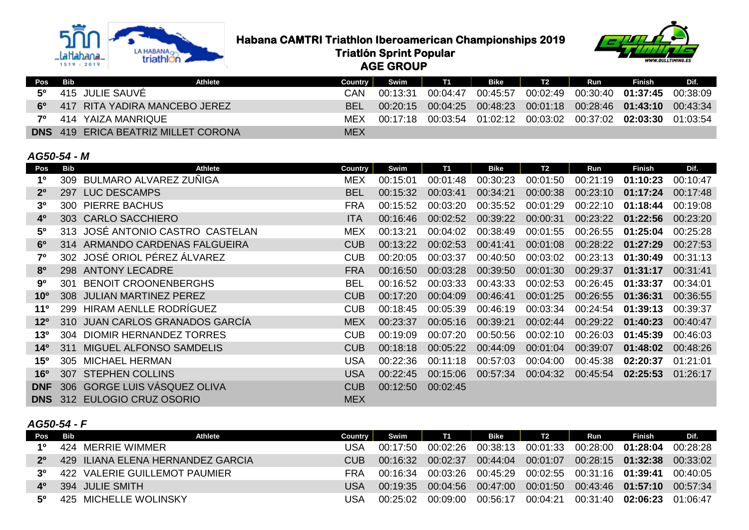# Habana CAMTRI Triathlon Iberoamerican Championships 2019
## Triatlón Sprint Popular
## AGE GROUP

| Pos | Bib | Athlete | Country | Swim | T1 | Bike | T2 | Run | Finish | Dif. |
|---|---|---|---|---|---|---|---|---|---|---|
| 5º | 415 | JULIE SAUVÉ | CAN | 00:13:31 | 00:04:47 | 00:45:57 | 00:02:49 | 00:30:40 | **01:37:45** | 00:38:09 |
| 6º | 417 | RITA YADIRA MANCEBO JEREZ | BEL | 00:20:15 | 00:04:25 | 00:48:23 | 00:01:18 | 00:28:46 | **01:43:10** | 00:43:34 |
| 7º | 414 | YAIZA MANRIQUE | MEX | 00:17:18 | 00:03:54 | 01:02:12 | 00:03:02 | 00:37:02 | **02:03:30** | 01:03:54 |
| DNS | 419 | ERICA BEATRIZ MILLET CORONA | MEX | | | | | | | |

### *AG50-54 - M*

| Pos | Bib | Athlete | Country | Swim | T1 | Bike | T2 | Run | Finish | Dif. |
|---|---|---|---|---|---|---|---|---|---|---|
| 1º | 309 | BULMARO ALVAREZ ZUÑIGA | MEX | 00:15:01 | 00:01:48 | 00:30:23 | 00:01:50 | 00:21:19 | **01:10:23** | 00:10:47 |
| 2º | 297 | LUC DESCAMPS | BEL | 00:15:32 | 00:03:41 | 00:34:21 | 00:00:38 | 00:23:10 | **01:17:24** | 00:17:48 |
| 3º | 300 | PIERRE BACHUS | FRA | 00:15:52 | 00:03:20 | 00:35:52 | 00:01:29 | 00:22:10 | **01:18:44** | 00:19:08 |
| 4º | 303 | CARLO SACCHIERO | ITA | 00:16:46 | 00:02:52 | 00:39:22 | 00:00:31 | 00:23:22 | **01:22:56** | 00:23:20 |
| 5º | 313 | JOSÉ ANTONIO CASTRO CASTELAN | MEX | 00:13:21 | 00:04:02 | 00:38:49 | 00:01:55 | 00:26:55 | **01:25:04** | 00:25:28 |
| 6º | 314 | ARMANDO CARDENAS FALGUEIRA | CUB | 00:13:22 | 00:02:53 | 00:41:41 | 00:01:08 | 00:28:22 | **01:27:29** | 00:27:53 |
| 7º | 302 | JOSÉ ORIOL PÉREZ ÁLVAREZ | CUB | 00:20:05 | 00:03:37 | 00:40:50 | 00:03:02 | 00:23:13 | **01:30:49** | 00:31:13 |
| 8º | 298 | ANTONY LECADRE | FRA | 00:16:50 | 00:03:28 | 00:39:50 | 00:01:30 | 00:29:37 | **01:31:17** | 00:31:41 |
| 9º | 301 | BENOIT CROONENBERGHS | BEL | 00:16:52 | 00:03:33 | 00:43:33 | 00:02:53 | 00:26:45 | **01:33:37** | 00:34:01 |
| 10º | 308 | JULIAN MARTINEZ PEREZ | CUB | 00:17:20 | 00:04:09 | 00:46:41 | 00:01:25 | 00:26:55 | **01:36:31** | 00:36:55 |
| 11º | 299 | HIRAM AENLLE RODRÍGUEZ | CUB | 00:18:45 | 00:05:39 | 00:46:19 | 00:03:34 | 00:24:54 | **01:39:13** | 00:39:37 |
| 12º | 310 | JUAN CARLOS GRANADOS GARCÍA | MEX | 00:23:37 | 00:05:16 | 00:39:21 | 00:02:44 | 00:29:22 | **01:40:23** | 00:40:47 |
| 13º | 304 | DIOMIR HERNANDEZ TORRES | CUB | 00:19:09 | 00:07:20 | 00:50:56 | 00:02:10 | 00:26:03 | **01:45:39** | 00:46:03 |
| 14º | 311 | MIGUEL ALFONSO SAMDELIS | CUB | 00:18:18 | 00:05:22 | 00:44:09 | 00:01:04 | 00:39:07 | **01:48:02** | 00:48:26 |
| 15º | 305 | MICHAEL HERMAN | USA | 00:22:36 | 00:11:18 | 00:57:03 | 00:04:00 | 00:45:38 | **02:20:37** | 01:21:01 |
| 16º | 307 | STEPHEN COLLINS | USA | 00:22:45 | 00:15:06 | 00:57:34 | 00:04:32 | 00:45:54 | **02:25:53** | 01:26:17 |
| DNF | 306 | GORGE LUIS VÁSQUEZ OLIVA | CUB | 00:12:50 | 00:02:45 | | | | | |
| DNS | 312 | EULOGIO CRUZ OSORIO | MEX | | | | | | | |

### *AG50-54 - F*

| Pos | Bib | Athlete | Country | Swim | T1 | Bike | T2 | Run | Finish | Dif. |
|---|---|---|---|---|---|---|---|---|---|---|
| 1º | 424 | MERRIE WIMMER | USA | 00:17:50 | 00:02:26 | 00:38:13 | 00:01:33 | 00:28:00 | **01:28:04** | 00:28:28 |
| 2º | 429 | ILIANA ELENA HERNANDEZ GARCIA | CUB | 00:16:32 | 00:02:37 | 00:44:04 | 00:01:07 | 00:28:15 | **01:32:38** | 00:33:02 |
| 3º | 422 | VALERIE GUILLEMOT PAUMIER | FRA | 00:16:34 | 00:03:26 | 00:45:29 | 00:02:55 | 00:31:16 | **01:39:41** | 00:40:05 |
| 4º | 394 | JULIE SMITH | USA | 00:19:35 | 00:04:56 | 00:47:00 | 00:01:50 | 00:43:46 | **01:57:10** | 00:57:34 |
| 5º | 425 | MICHELLE WOLINSKY | USA | 00:25:02 | 00:09:00 | 00:56:17 | 00:04:21 | 00:31:40 | **02:06:23** | 01:06:47 |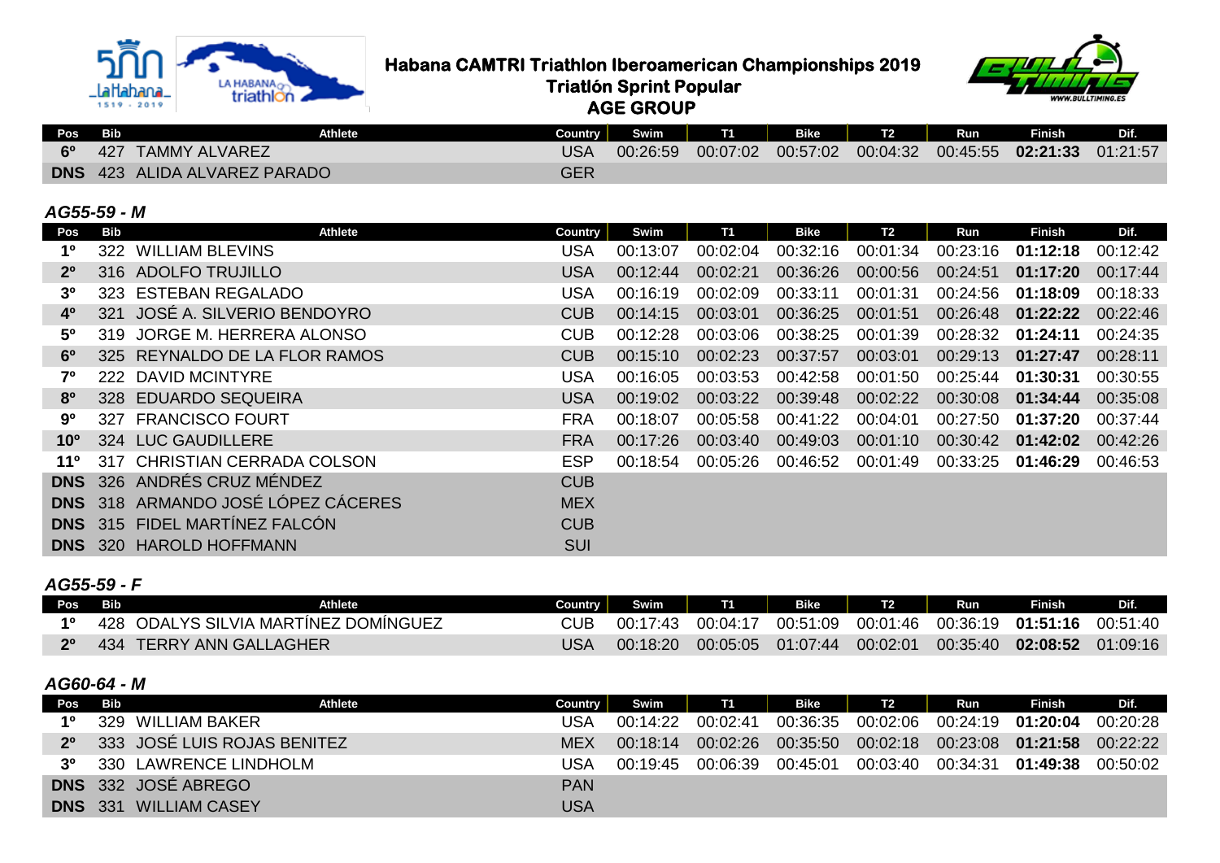# Habana CAMTRI Triathlon Iberoamerican Championships 2019

## Triatlón Sprint Popular

## AGE GROUP

| Pos | Bib | Athlete | Country | Swim | T1 | Bike | T2 | Run | Finish | Dif. |
|---|---|---|---|---|---|---|---|---|---|---|
| 6º | 427 | TAMMY ALVAREZ | USA | 00:26:59 | 00:07:02 | 00:57:02 | 00:04:32 | 00:45:55 | **02:21:33** | 01:21:57 |
| DNS | 423 | ALIDA ALVAREZ PARADO | GER | | | | | | | |

### *AG55-59 - M*

| Pos | Bib | Athlete | Country | Swim | T1 | Bike | T2 | Run | Finish | Dif. |
|---|---|---|---|---|---|---|---|---|---|---|
| 1º | 322 | WILLIAM BLEVINS | USA | 00:13:07 | 00:02:04 | 00:32:16 | 00:01:34 | 00:23:16 | **01:12:18** | 00:12:42 |
| 2º | 316 | ADOLFO TRUJILLO | USA | 00:12:44 | 00:02:21 | 00:36:26 | 00:00:56 | 00:24:51 | **01:17:20** | 00:17:44 |
| 3º | 323 | ESTEBAN REGALADO | USA | 00:16:19 | 00:02:09 | 00:33:11 | 00:01:31 | 00:24:56 | **01:18:09** | 00:18:33 |
| 4º | 321 | JOSÉ A. SILVERIO BENDOYRO | CUB | 00:14:15 | 00:03:01 | 00:36:25 | 00:01:51 | 00:26:48 | **01:22:22** | 00:22:46 |
| 5º | 319 | JORGE M. HERRERA ALONSO | CUB | 00:12:28 | 00:03:06 | 00:38:25 | 00:01:39 | 00:28:32 | **01:24:11** | 00:24:35 |
| 6º | 325 | REYNALDO DE LA FLOR RAMOS | CUB | 00:15:10 | 00:02:23 | 00:37:57 | 00:03:01 | 00:29:13 | **01:27:47** | 00:28:11 |
| 7º | 222 | DAVID MCINTYRE | USA | 00:16:05 | 00:03:53 | 00:42:58 | 00:01:50 | 00:25:44 | **01:30:31** | 00:30:55 |
| 8º | 328 | EDUARDO SEQUEIRA | USA | 00:19:02 | 00:03:22 | 00:39:48 | 00:02:22 | 00:30:08 | **01:34:44** | 00:35:08 |
| 9º | 327 | FRANCISCO FOURT | FRA | 00:18:07 | 00:05:58 | 00:41:22 | 00:04:01 | 00:27:50 | **01:37:20** | 00:37:44 |
| 10º | 324 | LUC GAUDILLERE | FRA | 00:17:26 | 00:03:40 | 00:49:03 | 00:01:10 | 00:30:42 | **01:42:02** | 00:42:26 |
| 11º | 317 | CHRISTIAN CERRADA COLSON | ESP | 00:18:54 | 00:05:26 | 00:46:52 | 00:01:49 | 00:33:25 | **01:46:29** | 00:46:53 |
| DNS | 326 | ANDRÉS CRUZ MÉNDEZ | CUB | | | | | | | |
| DNS | 318 | ARMANDO JOSÉ LÓPEZ CÁCERES | MEX | | | | | | | |
| DNS | 315 | FIDEL MARTÍNEZ FALCÓN | CUB | | | | | | | |
| DNS | 320 | HAROLD HOFFMANN | SUI | | | | | | | |

### *AG55-59 - F*

| Pos | Bib | Athlete | Country | Swim | T1 | Bike | T2 | Run | Finish | Dif. |
|---|---|---|---|---|---|---|---|---|---|---|
| 1º | 428 | ODALYS SILVIA MARTÍNEZ DOMÍNGUEZ | CUB | 00:17:43 | 00:04:17 | 00:51:09 | 00:01:46 | 00:36:19 | **01:51:16** | 00:51:40 |
| 2º | 434 | TERRY ANN GALLAGHER | USA | 00:18:20 | 00:05:05 | 01:07:44 | 00:02:01 | 00:35:40 | **02:08:52** | 01:09:16 |

### *AG60-64 - M*

| Pos | Bib | Athlete | Country | Swim | T1 | Bike | T2 | Run | Finish | Dif. |
|---|---|---|---|---|---|---|---|---|---|---|
| 1º | 329 | WILLIAM BAKER | USA | 00:14:22 | 00:02:41 | 00:36:35 | 00:02:06 | 00:24:19 | **01:20:04** | 00:20:28 |
| 2º | 333 | JOSÉ LUIS ROJAS BENITEZ | MEX | 00:18:14 | 00:02:26 | 00:35:50 | 00:02:18 | 00:23:08 | **01:21:58** | 00:22:22 |
| 3º | 330 | LAWRENCE LINDHOLM | USA | 00:19:45 | 00:06:39 | 00:45:01 | 00:03:40 | 00:34:31 | **01:49:38** | 00:50:02 |
| DNS | 332 | JOSÉ ABREGO | PAN | | | | | | | |
| DNS | 331 | WILLIAM CASEY | USA | | | | | | | |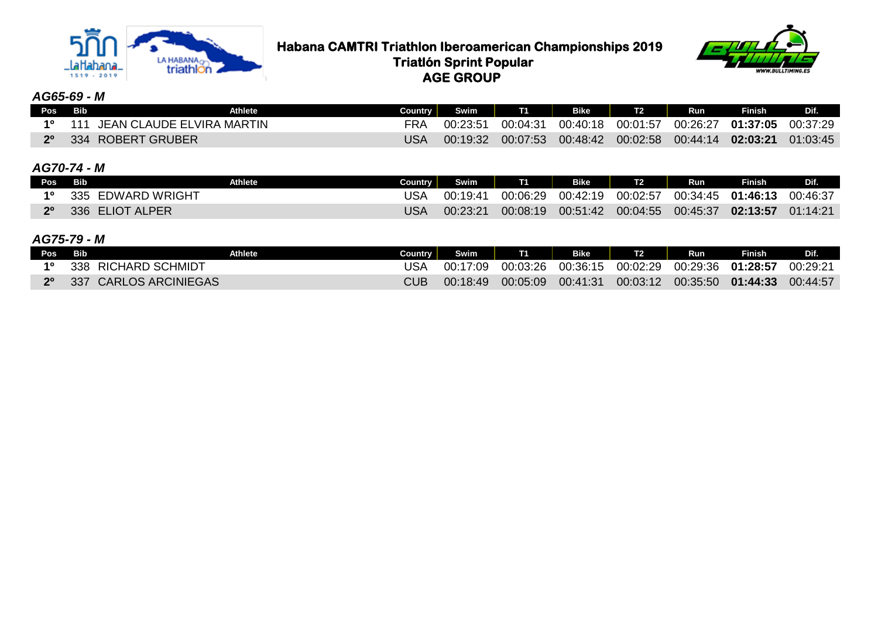# Habana CAMTRI Triathlon Iberoamerican Championships 2019
## Triatlón Sprint Popular
## AGE GROUP

### *AG65-69 - M*

| Pos | Bib | Athlete | Country | Swim | T1 | Bike | T2 | Run | Finish | Dif. |
|---|---|---|---|---|---|---|---|---|---|---|
| 1º | 111 | JEAN CLAUDE ELVIRA MARTIN | FRA | 00:23:51 | 00:04:31 | 00:40:18 | 00:01:57 | 00:26:27 | **01:37:05** | 00:37:29 |
| 2º | 334 | ROBERT GRUBER | USA | 00:19:32 | 00:07:53 | 00:48:42 | 00:02:58 | 00:44:14 | **02:03:21** | 01:03:45 |

### *AG70-74 - M*

| Pos | Bib | Athlete | Country | Swim | T1 | Bike | T2 | Run | Finish | Dif. |
|---|---|---|---|---|---|---|---|---|---|---|
| 1º | 335 | EDWARD WRIGHT | USA | 00:19:41 | 00:06:29 | 00:42:19 | 00:02:57 | 00:34:45 | **01:46:13** | 00:46:37 |
| 2º | 336 | ELIOT ALPER | USA | 00:23:21 | 00:08:19 | 00:51:42 | 00:04:55 | 00:45:37 | **02:13:57** | 01:14:21 |

### *AG75-79 - M*

| Pos | Bib | Athlete | Country | Swim | T1 | Bike | T2 | Run | Finish | Dif. |
|---|---|---|---|---|---|---|---|---|---|---|
| 1º | 338 | RICHARD SCHMIDT | USA | 00:17:09 | 00:03:26 | 00:36:15 | 00:02:29 | 00:29:36 | **01:28:57** | 00:29:21 |
| 2º | 337 | CARLOS ARCINIEGAS | CUB | 00:18:49 | 00:05:09 | 00:41:31 | 00:03:12 | 00:35:50 | **01:44:33** | 00:44:57 |